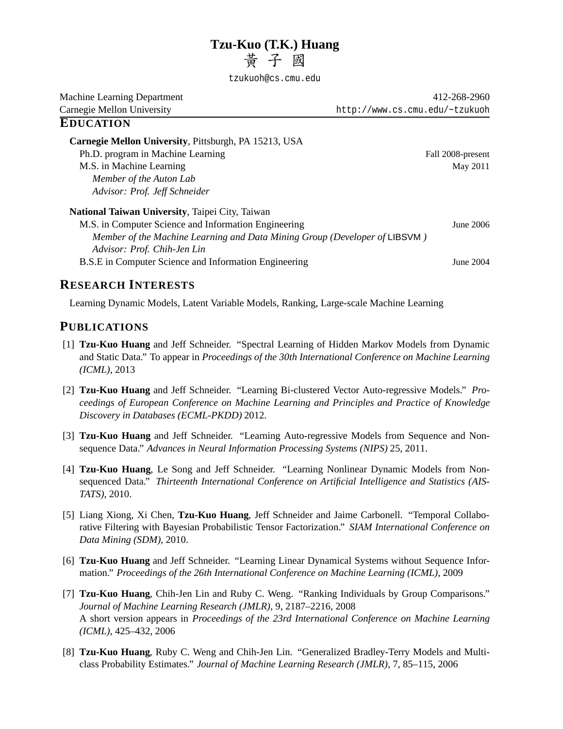# Tzu-Kuo (T.K.) Huang

黃 子 國

tzukuoh@cs.cmu.edu

Machine Learning Department — 412-268-2960
Carnegie Mellon University — http://www.cs.cmu.edu/~tzukuoh

## EDUCATION

**Carnegie Mellon University**, Pittsburgh, PA 15213, USA

Ph.D. program in Machine Learning — Fall 2008-present
M.S. in Machine Learning — May 2011
*Member of the Auton Lab*
*Advisor: Prof. Jeff Schneider*

**National Taiwan University**, Taipei City, Taiwan

M.S. in Computer Science and Information Engineering — June 2006
*Member of the Machine Learning and Data Mining Group (Developer of* LIBSVM *)*
*Advisor: Prof. Chih-Jen Lin*
B.S.E in Computer Science and Information Engineering — June 2004

## RESEARCH INTERESTS

Learning Dynamic Models, Latent Variable Models, Ranking, Large-scale Machine Learning

## PUBLICATIONS

[1] **Tzu-Kuo Huang** and Jeff Schneider. "Spectral Learning of Hidden Markov Models from Dynamic and Static Data." To appear in *Proceedings of the 30th International Conference on Machine Learning (ICML)*, 2013

[2] **Tzu-Kuo Huang** and Jeff Schneider. "Learning Bi-clustered Vector Auto-regressive Models." *Proceedings of European Conference on Machine Learning and Principles and Practice of Knowledge Discovery in Databases (ECML-PKDD)* 2012.

[3] **Tzu-Kuo Huang** and Jeff Schneider. "Learning Auto-regressive Models from Sequence and Non-sequence Data." *Advances in Neural Information Processing Systems (NIPS)* 25, 2011.

[4] **Tzu-Kuo Huang**, Le Song and Jeff Schneider. "Learning Nonlinear Dynamic Models from Non-sequenced Data." *Thirteenth International Conference on Artificial Intelligence and Statistics (AISTATS)*, 2010.

[5] Liang Xiong, Xi Chen, **Tzu-Kuo Huang**, Jeff Schneider and Jaime Carbonell. "Temporal Collaborative Filtering with Bayesian Probabilistic Tensor Factorization." *SIAM International Conference on Data Mining (SDM)*, 2010.

[6] **Tzu-Kuo Huang** and Jeff Schneider. "Learning Linear Dynamical Systems without Sequence Information." *Proceedings of the 26th International Conference on Machine Learning (ICML)*, 2009

[7] **Tzu-Kuo Huang**, Chih-Jen Lin and Ruby C. Weng. "Ranking Individuals by Group Comparisons." *Journal of Machine Learning Research (JMLR)*, 9, 2187–2216, 2008
A short version appears in *Proceedings of the 23rd International Conference on Machine Learning (ICML)*, 425–432, 2006

[8] **Tzu-Kuo Huang**, Ruby C. Weng and Chih-Jen Lin. "Generalized Bradley-Terry Models and Multi-class Probability Estimates." *Journal of Machine Learning Research (JMLR)*, 7, 85–115, 2006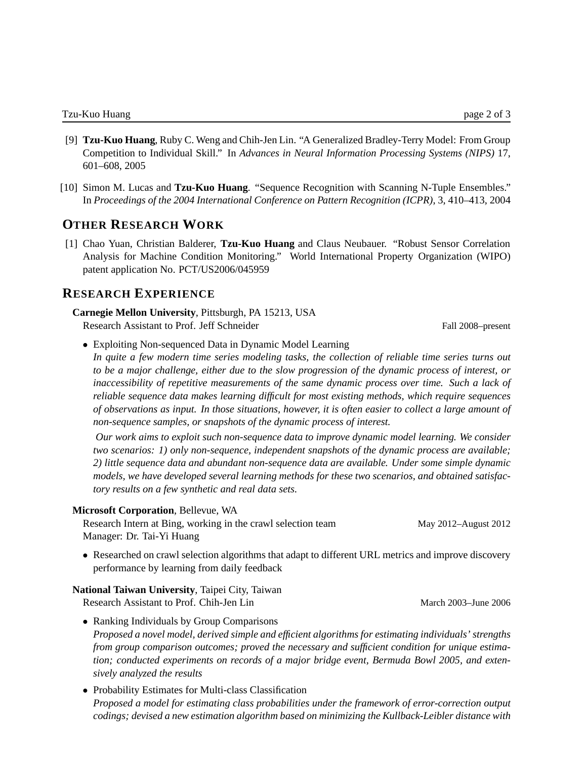[9] **Tzu-Kuo Huang**, Ruby C. Weng and Chih-Jen Lin. "A Generalized Bradley-Terry Model: From Group Competition to Individual Skill." In *Advances in Neural Information Processing Systems (NIPS)* 17, 601–608, 2005

[10] Simon M. Lucas and **Tzu-Kuo Huang**. "Sequence Recognition with Scanning N-Tuple Ensembles." In *Proceedings of the 2004 International Conference on Pattern Recognition (ICPR)*, 3, 410–413, 2004

## OTHER RESEARCH WORK

[1] Chao Yuan, Christian Balderer, **Tzu-Kuo Huang** and Claus Neubauer. "Robust Sensor Correlation Analysis for Machine Condition Monitoring." World International Property Organization (WIPO) patent application No. PCT/US2006/045959

## RESEARCH EXPERIENCE

**Carnegie Mellon University**, Pittsburgh, PA 15213, USA
Research Assistant to Prof. Jeff Schneider — Fall 2008–present

- Exploiting Non-sequenced Data in Dynamic Model Learning
  *In quite a few modern time series modeling tasks, the collection of reliable time series turns out to be a major challenge, either due to the slow progression of the dynamic process of interest, or inaccessibility of repetitive measurements of the same dynamic process over time. Such a lack of reliable sequence data makes learning difficult for most existing methods, which require sequences of observations as input. In those situations, however, it is often easier to collect a large amount of non-sequence samples, or snapshots of the dynamic process of interest.*

  *Our work aims to exploit such non-sequence data to improve dynamic model learning. We consider two scenarios: 1) only non-sequence, independent snapshots of the dynamic process are available; 2) little sequence data and abundant non-sequence data are available. Under some simple dynamic models, we have developed several learning methods for these two scenarios, and obtained satisfactory results on a few synthetic and real data sets.*

**Microsoft Corporation**, Bellevue, WA
Research Intern at Bing, working in the crawl selection team — May 2012–August 2012
Manager: Dr. Tai-Yi Huang

- Researched on crawl selection algorithms that adapt to different URL metrics and improve discovery performance by learning from daily feedback

**National Taiwan University**, Taipei City, Taiwan
Research Assistant to Prof. Chih-Jen Lin — March 2003–June 2006

- Ranking Individuals by Group Comparisons
  *Proposed a novel model, derived simple and efficient algorithms for estimating individuals' strengths from group comparison outcomes; proved the necessary and sufficient condition for unique estimation; conducted experiments on records of a major bridge event, Bermuda Bowl 2005, and extensively analyzed the results*

- Probability Estimates for Multi-class Classification
  *Proposed a model for estimating class probabilities under the framework of error-correction output codings; devised a new estimation algorithm based on minimizing the Kullback-Leibler distance with*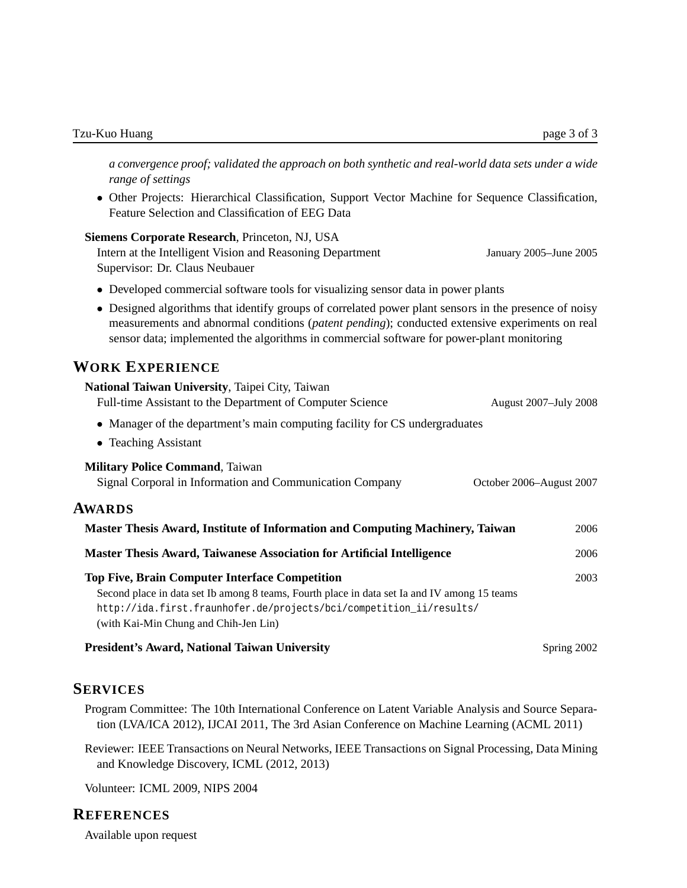*a convergence proof; validated the approach on both synthetic and real-world data sets under a wide range of settings*

- Other Projects: Hierarchical Classification, Support Vector Machine for Sequence Classification, Feature Selection and Classification of EEG Data

**Siemens Corporate Research**, Princeton, NJ, USA
Intern at the Intelligent Vision and Reasoning Department — January 2005–June 2005
Supervisor: Dr. Claus Neubauer

- Developed commercial software tools for visualizing sensor data in power plants
- Designed algorithms that identify groups of correlated power plant sensors in the presence of noisy measurements and abnormal conditions (*patent pending*); conducted extensive experiments on real sensor data; implemented the algorithms in commercial software for power-plant monitoring

## WORK EXPERIENCE

**National Taiwan University**, Taipei City, Taiwan
Full-time Assistant to the Department of Computer Science — August 2007–July 2008

- Manager of the department's main computing facility for CS undergraduates
- Teaching Assistant

**Military Police Command**, Taiwan
Signal Corporal in Information and Communication Company — October 2006–August 2007

## AWARDS

**Master Thesis Award, Institute of Information and Computing Machinery, Taiwan** — 2006

**Master Thesis Award, Taiwanese Association for Artificial Intelligence** — 2006

**Top Five, Brain Computer Interface Competition** — 2003
Second place in data set Ib among 8 teams, Fourth place in data set Ia and IV among 15 teams
`http://ida.first.fraunhofer.de/projects/bci/competition_ii/results/`
(with Kai-Min Chung and Chih-Jen Lin)

**President's Award, National Taiwan University** — Spring 2002

## SERVICES

Program Committee: The 10th International Conference on Latent Variable Analysis and Source Separation (LVA/ICA 2012), IJCAI 2011, The 3rd Asian Conference on Machine Learning (ACML 2011)

Reviewer: IEEE Transactions on Neural Networks, IEEE Transactions on Signal Processing, Data Mining and Knowledge Discovery, ICML (2012, 2013)

Volunteer: ICML 2009, NIPS 2004

## REFERENCES

Available upon request